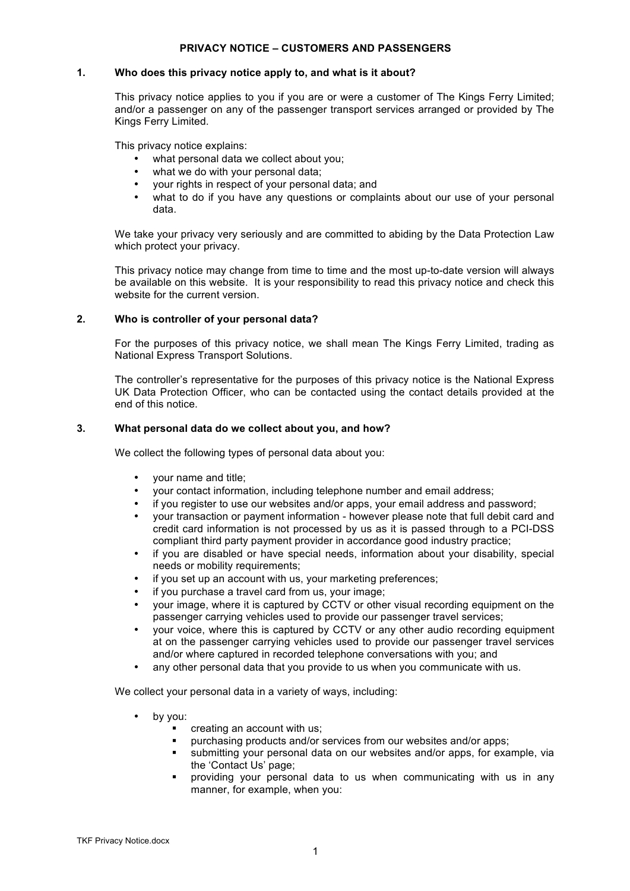# PRIVACY NOTICE – CUSTOMERS AND PASSENGERS

## 1. Who does this privacy notice apply to, and what is it about?

This privacy notice applies to you if you are or were a customer of The Kings Ferry Limited; and/or a passenger on any of the passenger transport services arranged or provided by The Kings Ferry Limited.

This privacy notice explains:

- what personal data we collect about you;
- what we do with your personal data;
- your rights in respect of your personal data; and
- what to do if you have any questions or complaints about our use of your personal data.

We take your privacy very seriously and are committed to abiding by the Data Protection Law which protect your privacy.

This privacy notice may change from time to time and the most up-to-date version will always be available on this website. It is your responsibility to read this privacy notice and check this website for the current version.

## 2. Who is controller of your personal data?

For the purposes of this privacy notice, we shall mean The Kings Ferry Limited, trading as National Express Transport Solutions.

The controller's representative for the purposes of this privacy notice is the National Express UK Data Protection Officer, who can be contacted using the contact details provided at the end of this notice.

## 3. What personal data do we collect about you, and how?

We collect the following types of personal data about you:

- your name and title;
- your contact information, including telephone number and email address;
- if you register to use our websites and/or apps, your email address and password;
- your transaction or payment information - however please note that full debit card and credit card information is not processed by us as it is passed through to a PCI-DSS compliant third party payment provider in accordance good industry practice;
- if you are disabled or have special needs, information about your disability, special needs or mobility requirements;
- if you set up an account with us, your marketing preferences;
- if you purchase a travel card from us, your image;
- your image, where it is captured by CCTV or other visual recording equipment on the passenger carrying vehicles used to provide our passenger travel services;
- your voice, where this is captured by CCTV or any other audio recording equipment at on the passenger carrying vehicles used to provide our passenger travel services and/or where captured in recorded telephone conversations with you; and
- any other personal data that you provide to us when you communicate with us.

We collect your personal data in a variety of ways, including:

- by you:
  - creating an account with us;
  - purchasing products and/or services from our websites and/or apps;
  - submitting your personal data on our websites and/or apps, for example, via the 'Contact Us' page;
  - providing your personal data to us when communicating with us in any manner, for example, when you: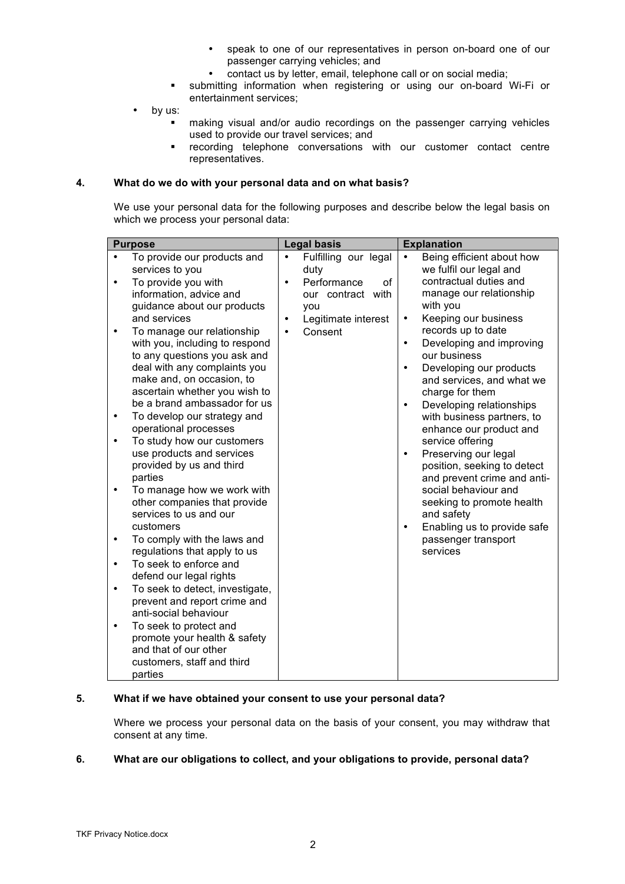- speak to one of our representatives in person on-board one of our passenger carrying vehicles; and
        - contact us by letter, email, telephone call or on social media;
    - submitting information when registering or using our on-board Wi-Fi or entertainment services;
- by us:
    - making visual and/or audio recordings on the passenger carrying vehicles used to provide our travel services; and
    - recording telephone conversations with our customer contact centre representatives.

**4. What do we do with your personal data and on what basis?**

We use your personal data for the following purposes and describe below the legal basis on which we process your personal data:

| Purpose | Legal basis | Explanation |
|---|---|---|
| • To provide our products and services to you<br>• To provide you with information, advice and guidance about our products and services<br>• To manage our relationship with you, including to respond to any questions you ask and deal with any complaints you make and, on occasion, to ascertain whether you wish to be a brand ambassador for us<br>• To develop our strategy and operational processes<br>• To study how our customers use products and services provided by us and third parties<br>• To manage how we work with other companies that provide services to us and our customers<br>• To comply with the laws and regulations that apply to us<br>• To seek to enforce and defend our legal rights<br>• To seek to detect, investigate, prevent and report crime and anti-social behaviour<br>• To seek to protect and promote your health & safety and that of our other customers, staff and third parties | • Fulfilling our legal duty<br>• Performance of our contract with you<br>• Legitimate interest<br>• Consent | • Being efficient about how we fulfil our legal and contractual duties and manage our relationship with you<br>• Keeping our business records up to date<br>• Developing and improving our business<br>• Developing our products and services, and what we charge for them<br>• Developing relationships with business partners, to enhance our product and service offering<br>• Preserving our legal position, seeking to detect and prevent crime and anti-social behaviour and seeking to promote health and safety<br>• Enabling us to provide safe passenger transport services |

**5. What if we have obtained your consent to use your personal data?**

Where we process your personal data on the basis of your consent, you may withdraw that consent at any time.

**6. What are our obligations to collect, and your obligations to provide, personal data?**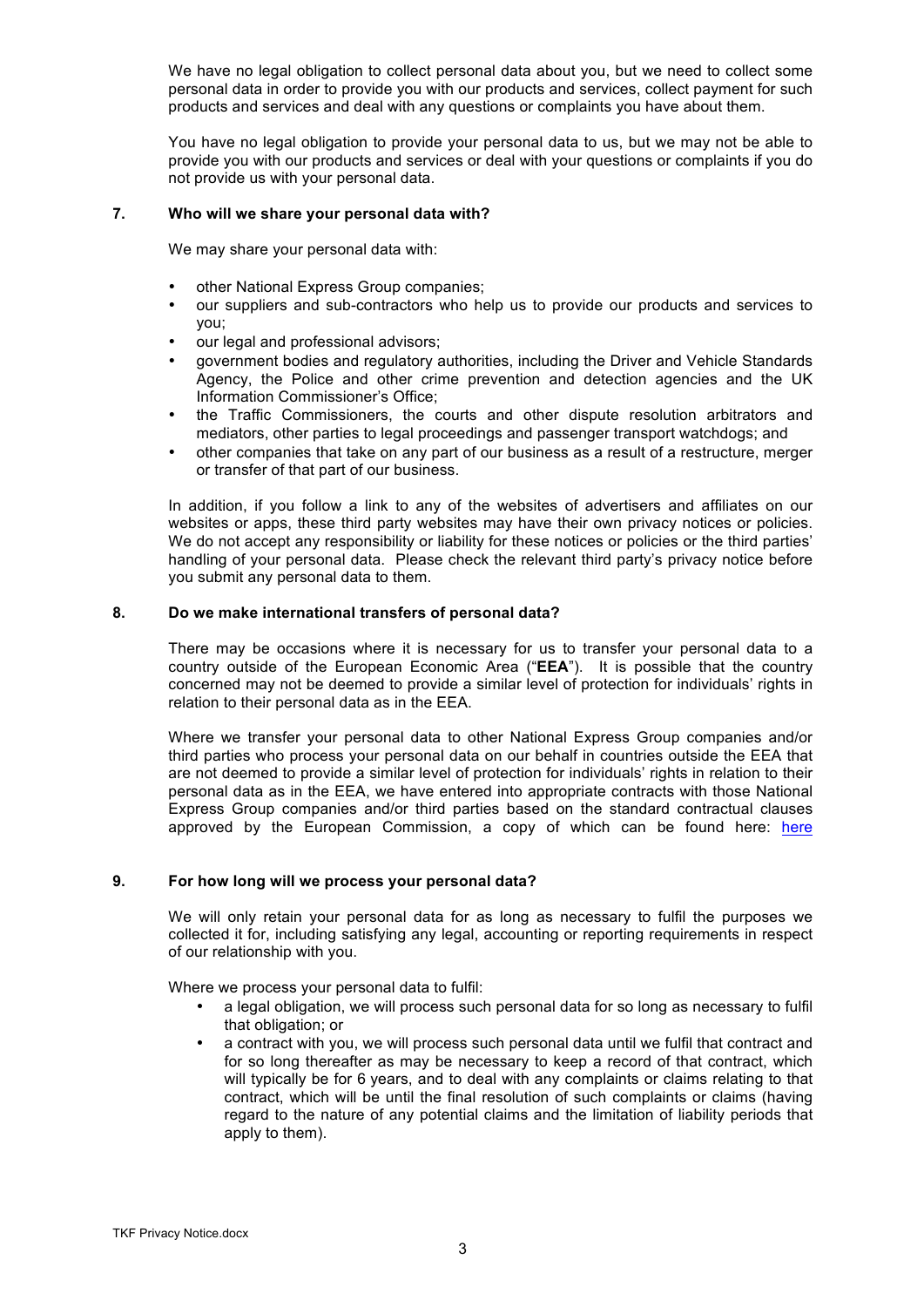We have no legal obligation to collect personal data about you, but we need to collect some personal data in order to provide you with our products and services, collect payment for such products and services and deal with any questions or complaints you have about them.

You have no legal obligation to provide your personal data to us, but we may not be able to provide you with our products and services or deal with your questions or complaints if you do not provide us with your personal data.

## 7. Who will we share your personal data with?

We may share your personal data with:

- other National Express Group companies;
- our suppliers and sub-contractors who help us to provide our products and services to you;
- our legal and professional advisors;
- government bodies and regulatory authorities, including the Driver and Vehicle Standards Agency, the Police and other crime prevention and detection agencies and the UK Information Commissioner's Office;
- the Traffic Commissioners, the courts and other dispute resolution arbitrators and mediators, other parties to legal proceedings and passenger transport watchdogs; and
- other companies that take on any part of our business as a result of a restructure, merger or transfer of that part of our business.

In addition, if you follow a link to any of the websites of advertisers and affiliates on our websites or apps, these third party websites may have their own privacy notices or policies. We do not accept any responsibility or liability for these notices or policies or the third parties' handling of your personal data. Please check the relevant third party's privacy notice before you submit any personal data to them.

## 8. Do we make international transfers of personal data?

There may be occasions where it is necessary for us to transfer your personal data to a country outside of the European Economic Area ("**EEA**"). It is possible that the country concerned may not be deemed to provide a similar level of protection for individuals' rights in relation to their personal data as in the EEA.

Where we transfer your personal data to other National Express Group companies and/or third parties who process your personal data on our behalf in countries outside the EEA that are not deemed to provide a similar level of protection for individuals' rights in relation to their personal data as in the EEA, we have entered into appropriate contracts with those National Express Group companies and/or third parties based on the standard contractual clauses approved by the European Commission, a copy of which can be found here: here

## 9. For how long will we process your personal data?

We will only retain your personal data for as long as necessary to fulfil the purposes we collected it for, including satisfying any legal, accounting or reporting requirements in respect of our relationship with you.

Where we process your personal data to fulfil:

- a legal obligation, we will process such personal data for so long as necessary to fulfil that obligation; or
- a contract with you, we will process such personal data until we fulfil that contract and for so long thereafter as may be necessary to keep a record of that contract, which will typically be for 6 years, and to deal with any complaints or claims relating to that contract, which will be until the final resolution of such complaints or claims (having regard to the nature of any potential claims and the limitation of liability periods that apply to them).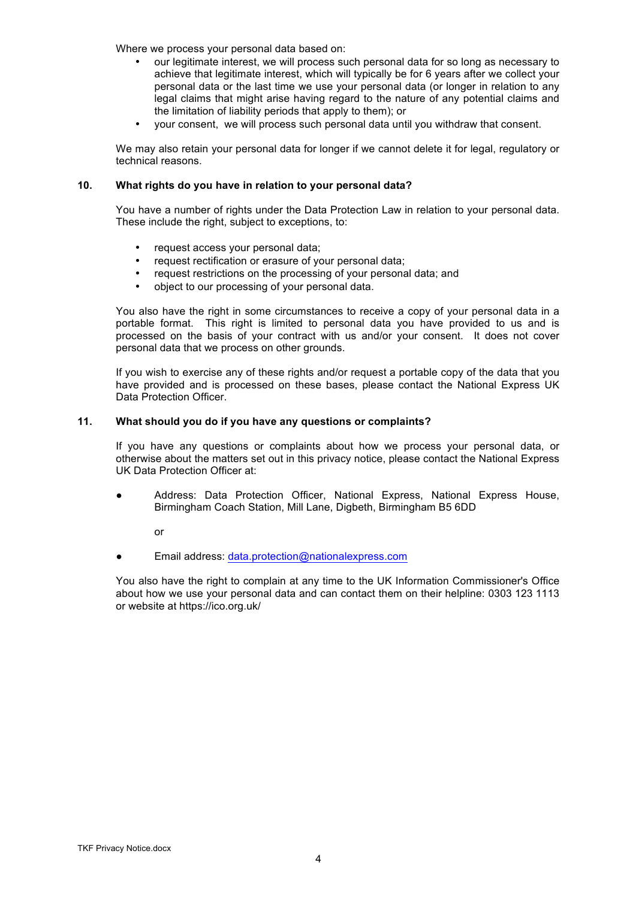Where we process your personal data based on:

- our legitimate interest, we will process such personal data for so long as necessary to achieve that legitimate interest, which will typically be for 6 years after we collect your personal data or the last time we use your personal data (or longer in relation to any legal claims that might arise having regard to the nature of any potential claims and the limitation of liability periods that apply to them); or
- your consent, we will process such personal data until you withdraw that consent.

We may also retain your personal data for longer if we cannot delete it for legal, regulatory or technical reasons.

## 10. What rights do you have in relation to your personal data?

You have a number of rights under the Data Protection Law in relation to your personal data. These include the right, subject to exceptions, to:

- request access your personal data;
- request rectification or erasure of your personal data;
- request restrictions on the processing of your personal data; and
- object to our processing of your personal data.

You also have the right in some circumstances to receive a copy of your personal data in a portable format. This right is limited to personal data you have provided to us and is processed on the basis of your contract with us and/or your consent. It does not cover personal data that we process on other grounds.

If you wish to exercise any of these rights and/or request a portable copy of the data that you have provided and is processed on these bases, please contact the National Express UK Data Protection Officer.

## 11. What should you do if you have any questions or complaints?

If you have any questions or complaints about how we process your personal data, or otherwise about the matters set out in this privacy notice, please contact the National Express UK Data Protection Officer at:

- Address: Data Protection Officer, National Express, National Express House, Birmingham Coach Station, Mill Lane, Digbeth, Birmingham B5 6DD

  or

- Email address: data.protection@nationalexpress.com

You also have the right to complain at any time to the UK Information Commissioner's Office about how we use your personal data and can contact them on their helpline: 0303 123 1113 or website at https://ico.org.uk/

TKF Privacy Notice.docx